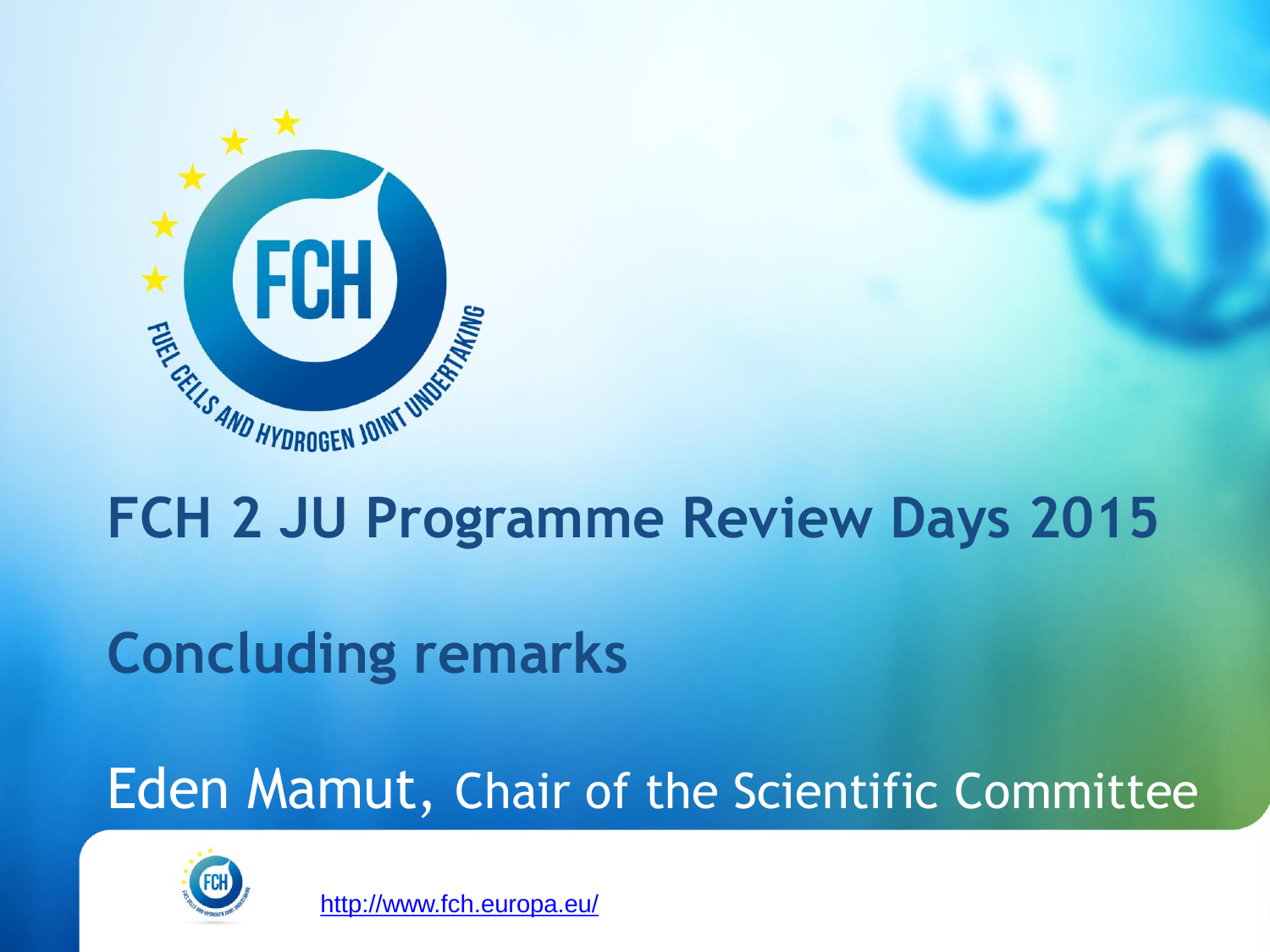# FCH 2 JU Programme Review Days 2015

## Concluding remarks

Eden Mamut, Chair of the Scientific Committee

http://www.fch.europa.eu/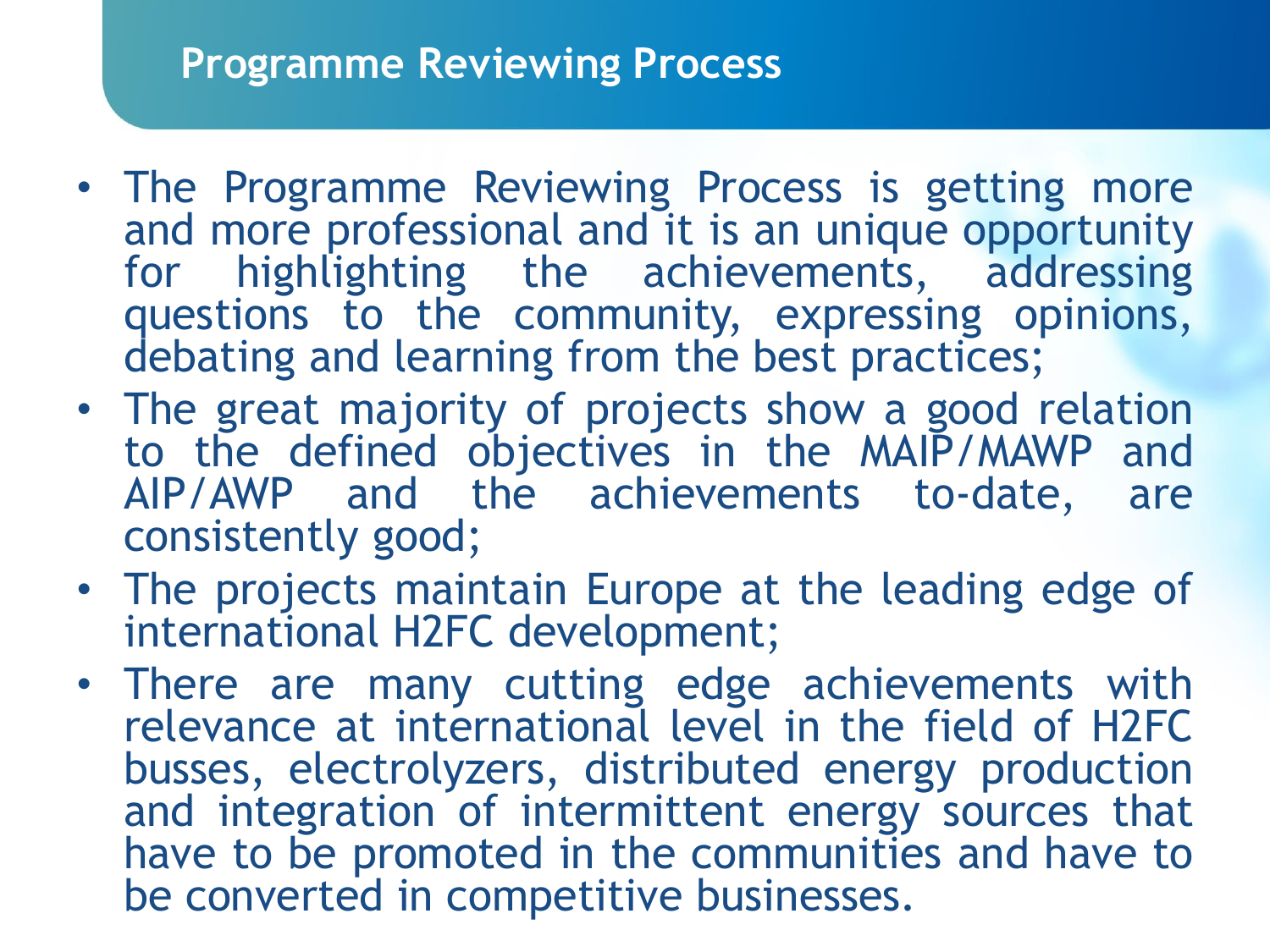## Programme Reviewing Process

- The Programme Reviewing Process is getting more and more professional and it is an unique opportunity for highlighting the achievements, addressing questions to the community, expressing opinions, debating and learning from the best practices;
- The great majority of projects show a good relation to the defined objectives in the MAIP/MAWP and AIP/AWP and the achievements to-date, are consistently good;
- The projects maintain Europe at the leading edge of international H2FC development;
- There are many cutting edge achievements with relevance at international level in the field of H2FC busses, electrolyzers, distributed energy production and integration of intermittent energy sources that have to be promoted in the communities and have to be converted in competitive businesses.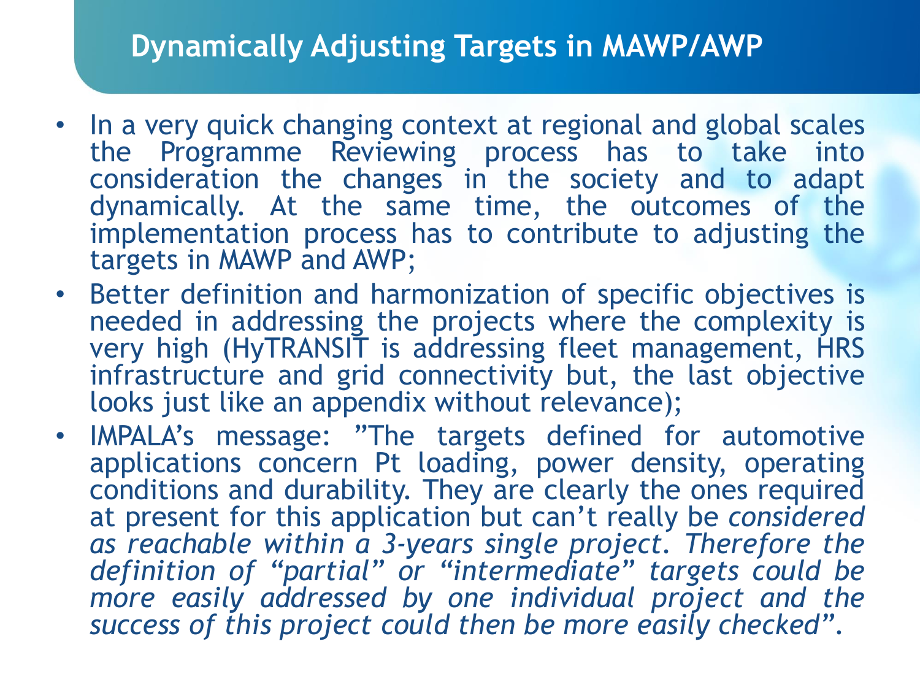## Dynamically Adjusting Targets in MAWP/AWP

- In a very quick changing context at regional and global scales the Programme Reviewing process has to take into consideration the changes in the society and to adapt dynamically. At the same time, the outcomes of the implementation process has to contribute to adjusting the targets in MAWP and AWP;
- Better definition and harmonization of specific objectives is needed in addressing the projects where the complexity is very high (HyTRANSIT is addressing fleet management, HRS infrastructure and grid connectivity but, the last objective looks just like an appendix without relevance);
- IMPALA's message: "The targets defined for automotive applications concern Pt loading, power density, operating conditions and durability. They are clearly the ones required at present for this application but can't really be *considered as reachable within a 3-years single project. Therefore the definition of "partial" or "intermediate" targets could be more easily addressed by one individual project and the success of this project could then be more easily checked".*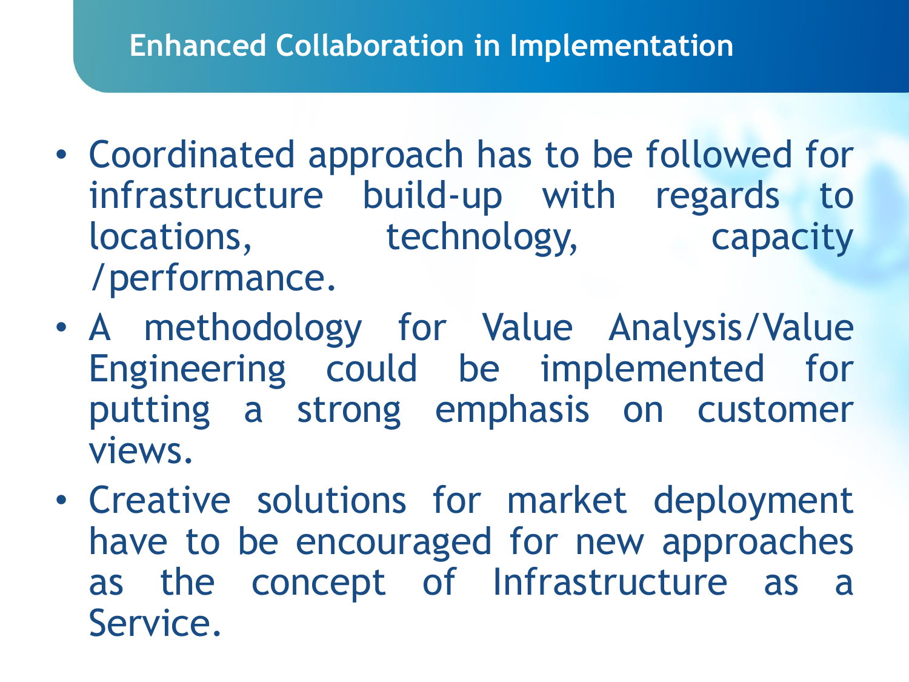## Enhanced Collaboration in Implementation

- Coordinated approach has to be followed for infrastructure build-up with regards to locations, technology, capacity /performance.
- A methodology for Value Analysis/Value Engineering could be implemented for putting a strong emphasis on customer views.
- Creative solutions for market deployment have to be encouraged for new approaches as the concept of Infrastructure as a Service.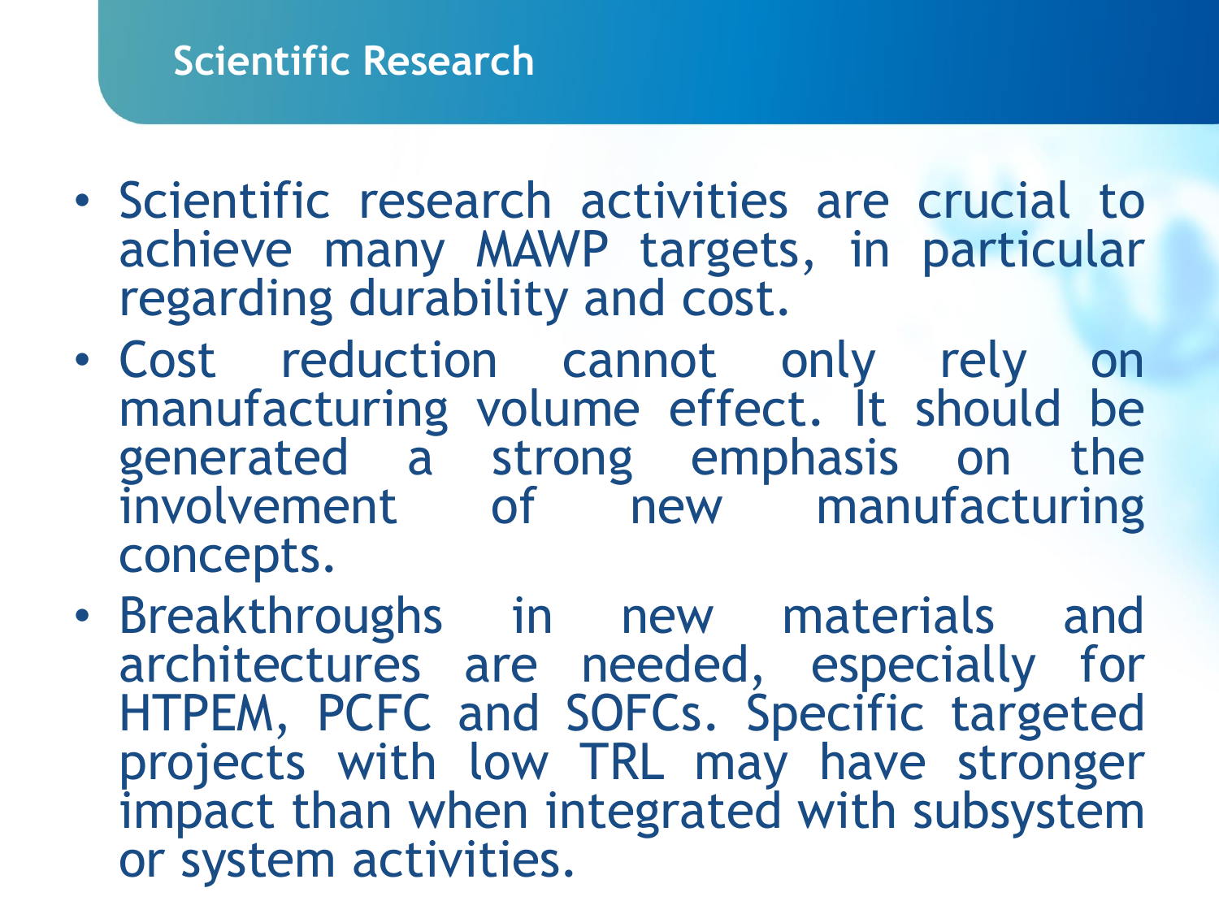## Scientific Research

- Scientific research activities are crucial to achieve many MAWP targets, in particular regarding durability and cost.
- Cost reduction cannot only rely on manufacturing volume effect. It should be generated a strong emphasis on the involvement of new manufacturing concepts.
- Breakthroughs in new materials and architectures are needed, especially for HTPEM, PCFC and SOFCs. Specific targeted projects with low TRL may have stronger impact than when integrated with subsystem or system activities.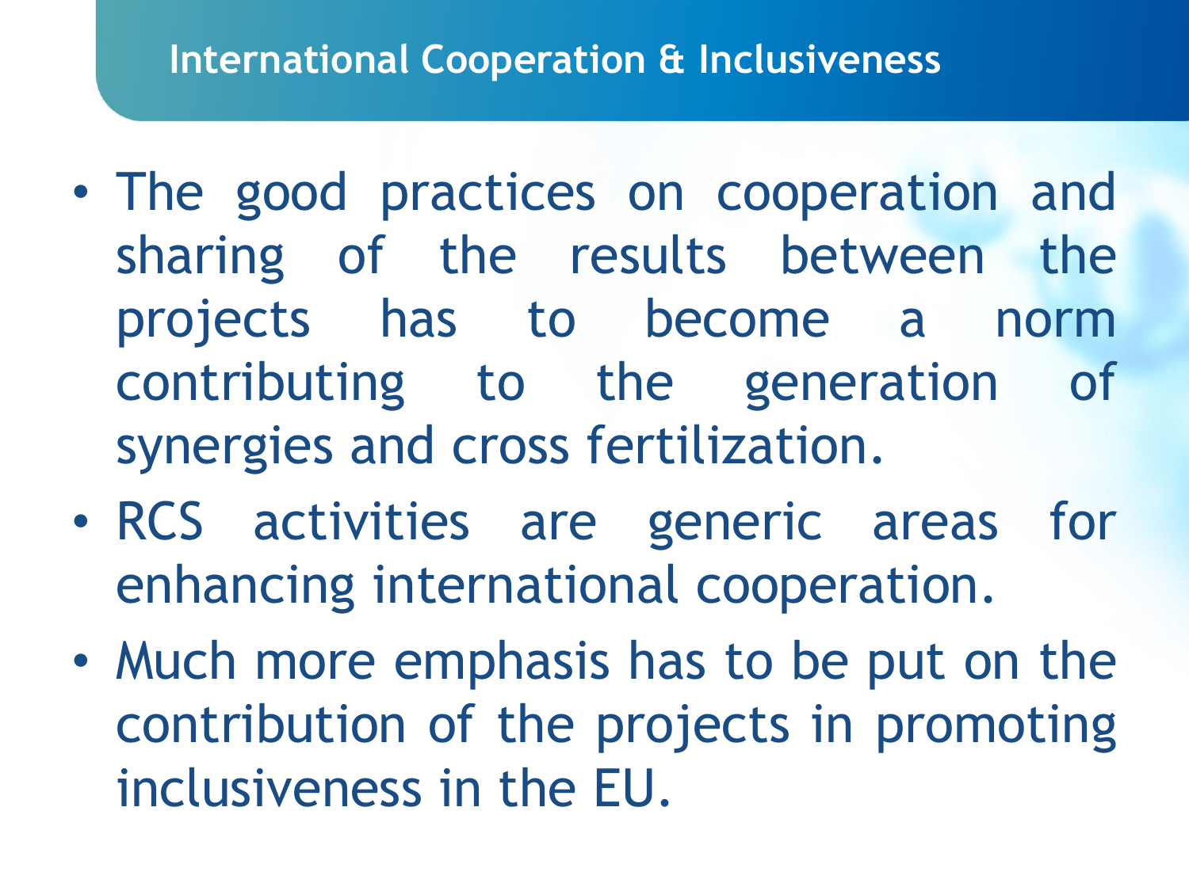## International Cooperation & Inclusiveness

- The good practices on cooperation and sharing of the results between the projects has to become a norm contributing to the generation of synergies and cross fertilization.
- RCS activities are generic areas for enhancing international cooperation.
- Much more emphasis has to be put on the contribution of the projects in promoting inclusiveness in the EU.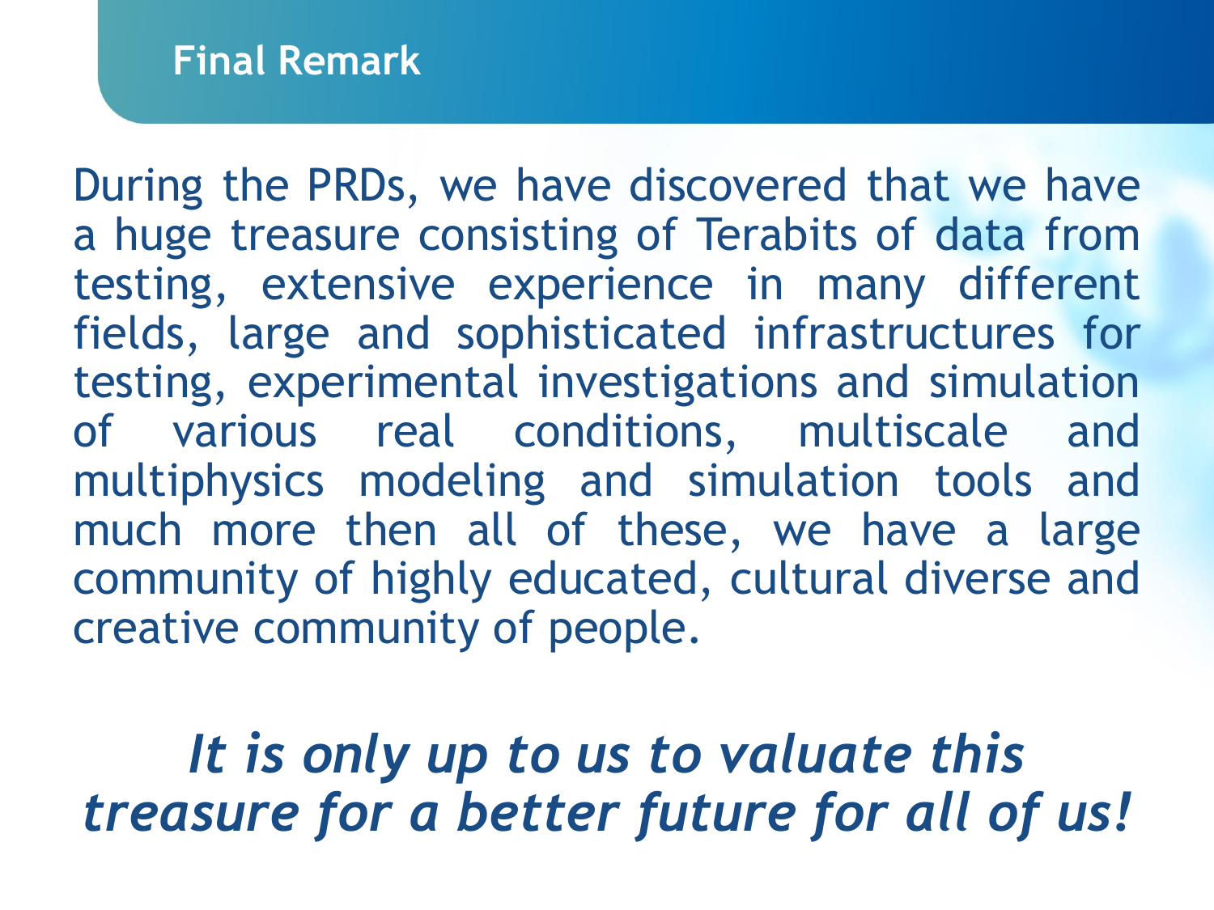## Final Remark

During the PRDs, we have discovered that we have a huge treasure consisting of Terabits of data from testing, extensive experience in many different fields, large and sophisticated infrastructures for testing, experimental investigations and simulation of various real conditions, multiscale and multiphysics modeling and simulation tools and much more then all of these, we have a large community of highly educated, cultural diverse and creative community of people.

***It is only up to us to valuate this treasure for a better future for all of us!***